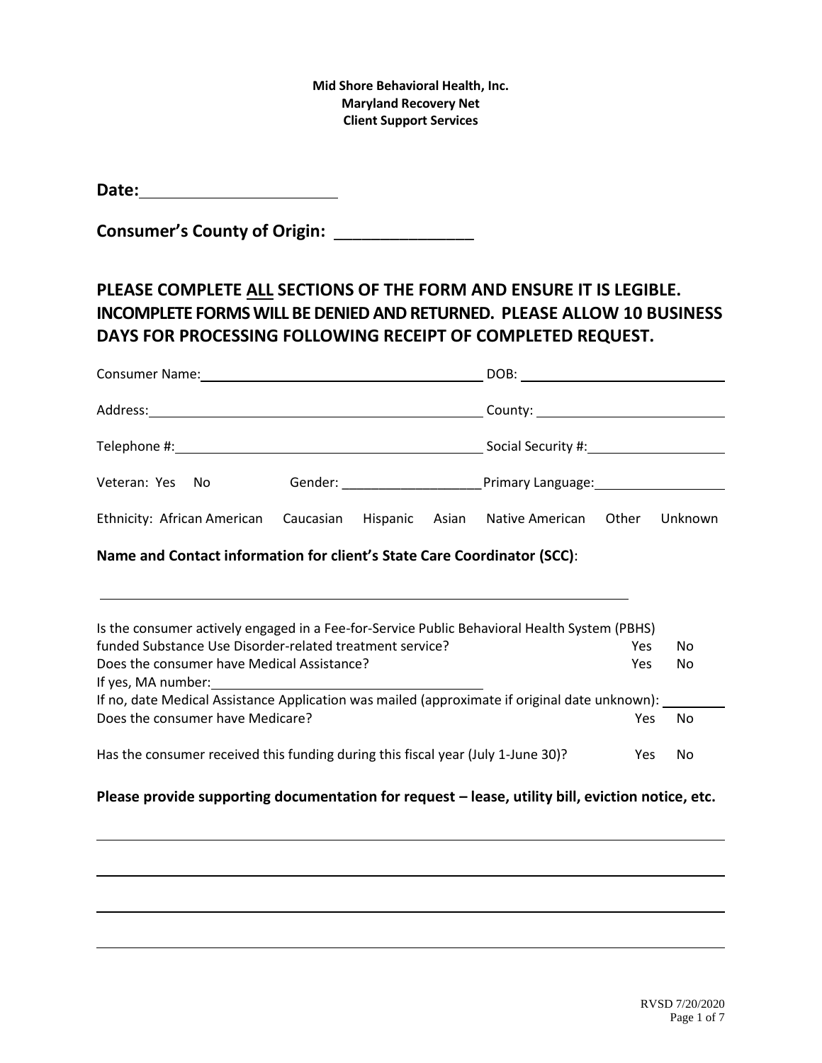**Mid Shore Behavioral Health, Inc.**
**Maryland Recovery Net**
**Client Support Services**

**Date:** ______________________

**Consumer's County of Origin:** _______________

## PLEASE COMPLETE ALL SECTIONS OF THE FORM AND ENSURE IT IS LEGIBLE. INCOMPLETE FORMS WILL BE DENIED AND RETURNED. PLEASE ALLOW 10 BUSINESS DAYS FOR PROCESSING FOLLOWING RECEIPT OF COMPLETED REQUEST.

Consumer Name: ______________________________________ DOB: ___________________________

Address: ____________________________________________ County: _________________________

Telephone #: ________________________________________ Social Security #: ________________

Veteran: Yes No Gender: ___________________ Primary Language: _________________

Ethnicity: African American Caucasian Hispanic Asian Native American Other Unknown

**Name and Contact information for client's State Care Coordinator (SCC)**:

_______________________________________________________________________

Is the consumer actively engaged in a Fee-for-Service Public Behavioral Health System (PBHS) funded Substance Use Disorder-related treatment service? Yes No

Does the consumer have Medical Assistance? Yes No

If yes, MA number: ___________________________________

If no, date Medical Assistance Application was mailed (approximate if original date unknown): ________

Does the consumer have Medicare? Yes No

Has the consumer received this funding during this fiscal year (July 1-June 30)? Yes No

**Please provide supporting documentation for request – lease, utility bill, eviction notice, etc.**

_______________________________________________________________________

_______________________________________________________________________

_______________________________________________________________________

_______________________________________________________________________

RVSD 7/20/2020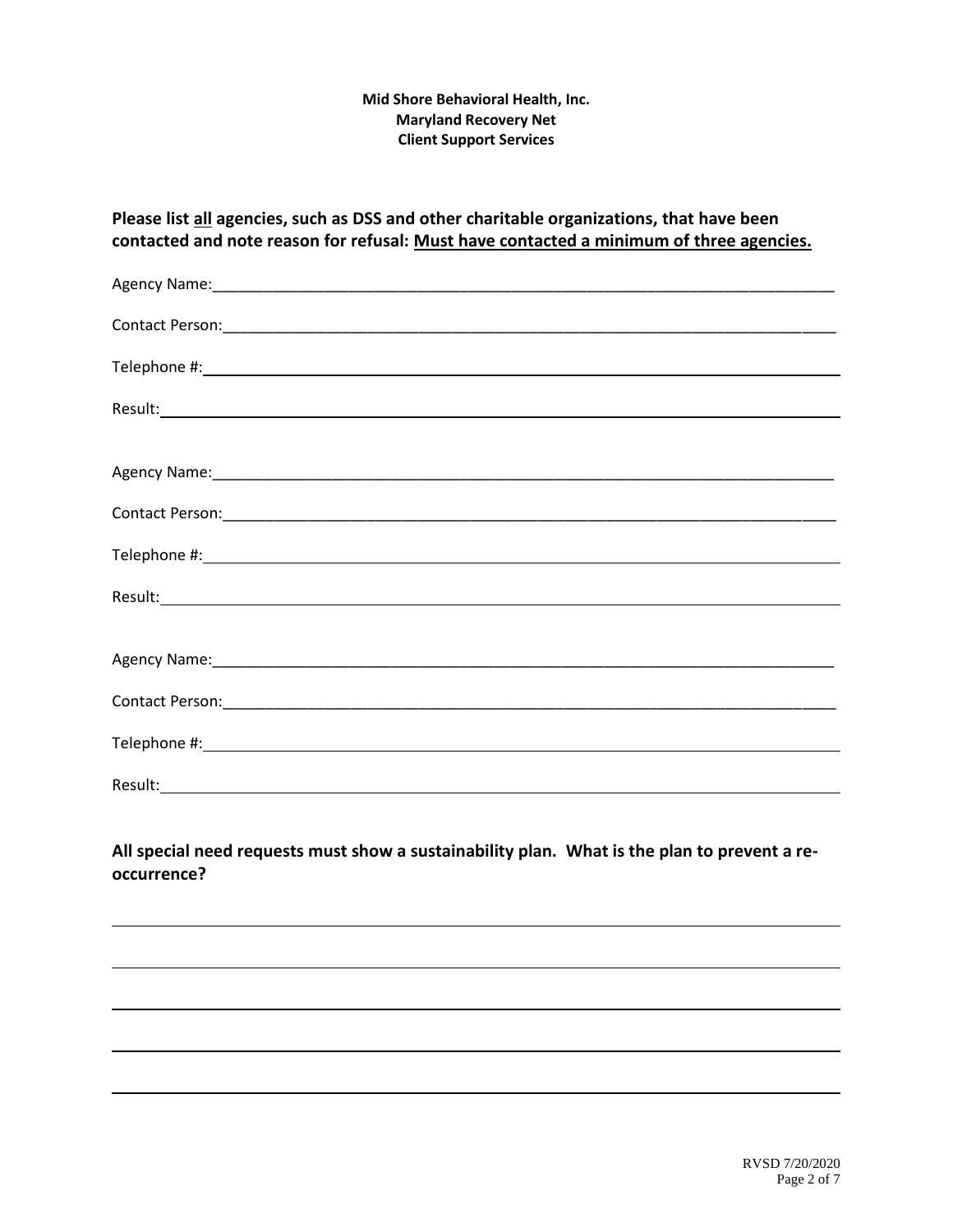**Mid Shore Behavioral Health, Inc.**
**Maryland Recovery Net**
**Client Support Services**

**Please list <u>all</u> agencies, such as DSS and other charitable organizations, that have been contacted and note reason for refusal: <u>Must have contacted a minimum of three agencies.</u>**

Agency Name:_______________________________________________________________

Contact Person:______________________________________________________________

Telephone #:________________________________________________________________

Result:____________________________________________________________________

Agency Name:_______________________________________________________________

Contact Person:______________________________________________________________

Telephone #:________________________________________________________________

Result:____________________________________________________________________

Agency Name:_______________________________________________________________

Contact Person:______________________________________________________________

Telephone #:________________________________________________________________

Result:____________________________________________________________________

**All special need requests must show a sustainability plan. What is the plan to prevent a re-occurrence?**

___________________________________________________________________________

___________________________________________________________________________

___________________________________________________________________________

___________________________________________________________________________

___________________________________________________________________________

RVSD 7/20/2020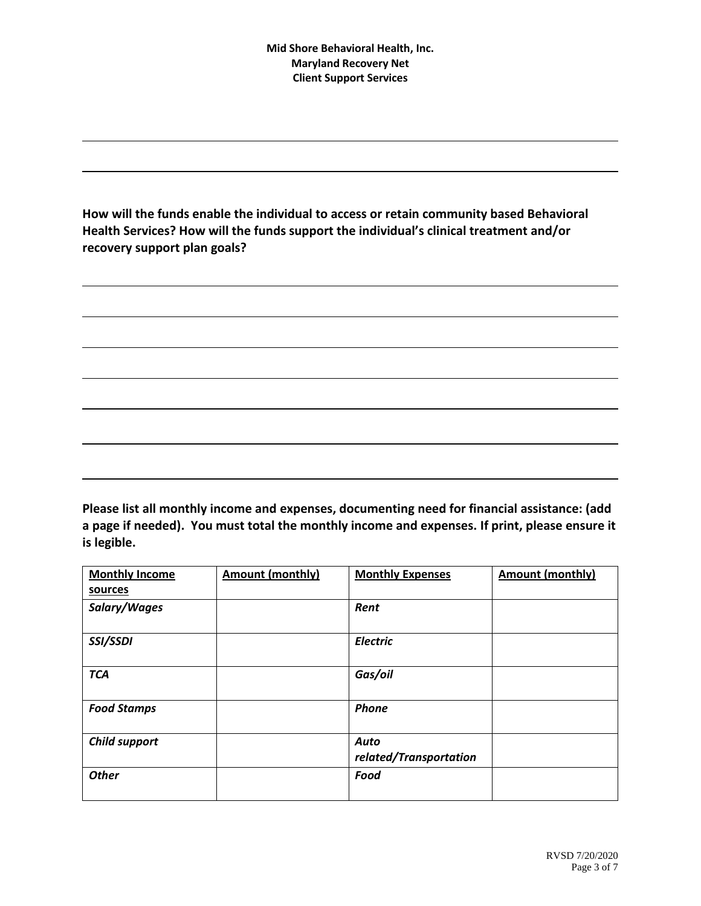**Mid Shore Behavioral Health, Inc.**
**Maryland Recovery Net**
**Client Support Services**

**How will the funds enable the individual to access or retain community based Behavioral Health Services? How will the funds support the individual's clinical treatment and/or recovery support plan goals?**

**Please list all monthly income and expenses, documenting need for financial assistance: (add a page if needed). You must total the monthly income and expenses. If print, please ensure it is legible.**

| **Monthly Income sources** | **Amount (monthly)** | **Monthly Expenses** | **Amount (monthly)** |
|---|---|---|---|
| ***Salary/Wages*** | | ***Rent*** | |
| ***SSI/SSDI*** | | ***Electric*** | |
| ***TCA*** | | ***Gas/oil*** | |
| ***Food Stamps*** | | ***Phone*** | |
| ***Child support*** | | ***Auto related/Transportation*** | |
| ***Other*** | | ***Food*** | |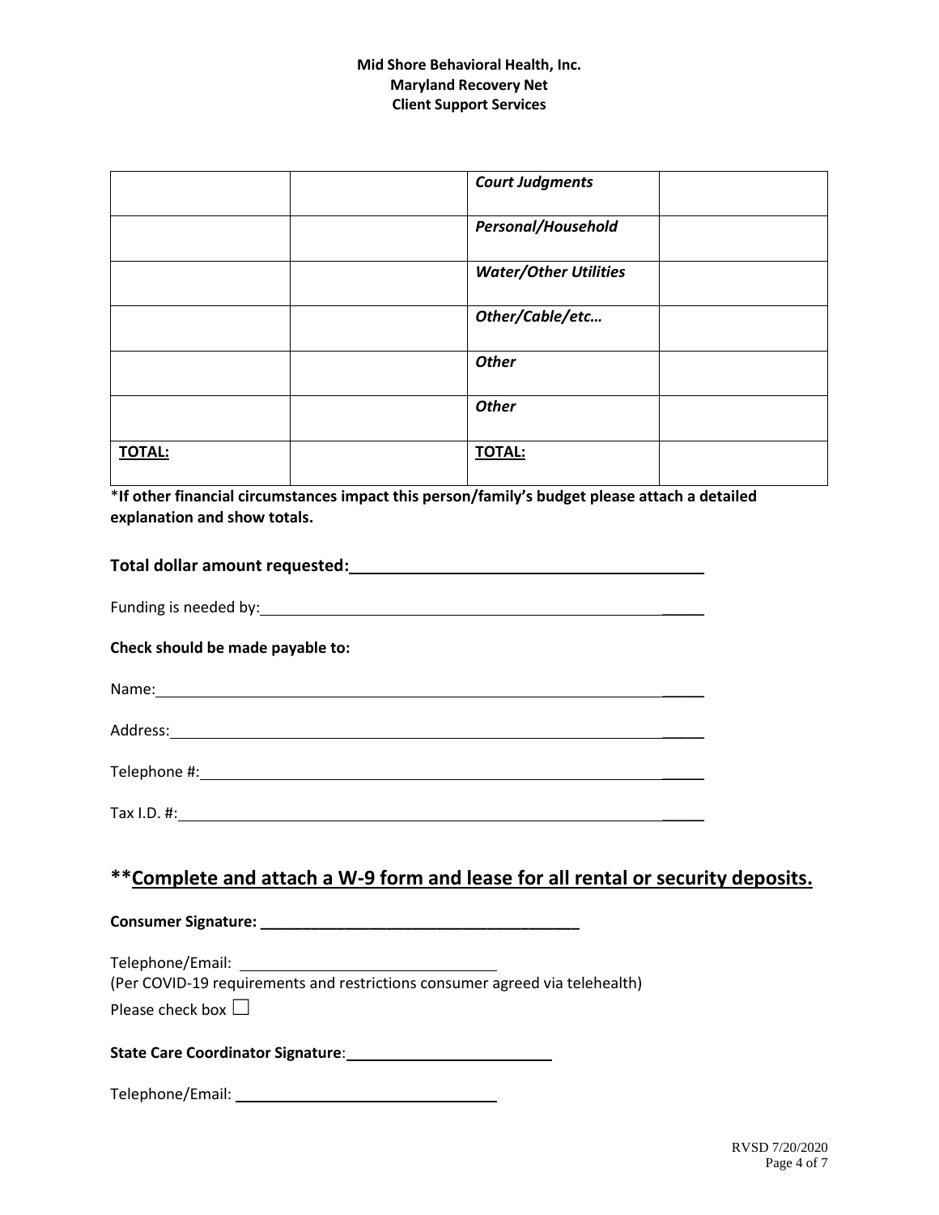**Mid Shore Behavioral Health, Inc.**
**Maryland Recovery Net**
**Client Support Services**

| | | | |
|---|---|---|---|
| | | ***Court Judgments*** | |
| | | ***Personal/Household*** | |
| | | ***Water/Other Utilities*** | |
| | | ***Other/Cable/etc…*** | |
| | | ***Other*** | |
| | | ***Other*** | |
| **TOTAL:** | | **TOTAL:** | |

\***If other financial circumstances impact this person/family's budget please attach a detailed explanation and show totals.**

**Total dollar amount requested:** ______________________________

Funding is needed by: ______________________________

**Check should be made payable to:**

Name: ______________________________

Address: ______________________________

Telephone #: ______________________________

Tax I.D. #: ______________________________

## **<u>Complete and attach a W-9 form and lease for all rental or security deposits.</u>

**Consumer Signature: ______________________________**

Telephone/Email: ______________________________
(Per COVID-19 requirements and restrictions consumer agreed via telehealth)
Please check box ☐

**State Care Coordinator Signature**: ______________________________

Telephone/Email: ______________________________

RVSD 7/20/2020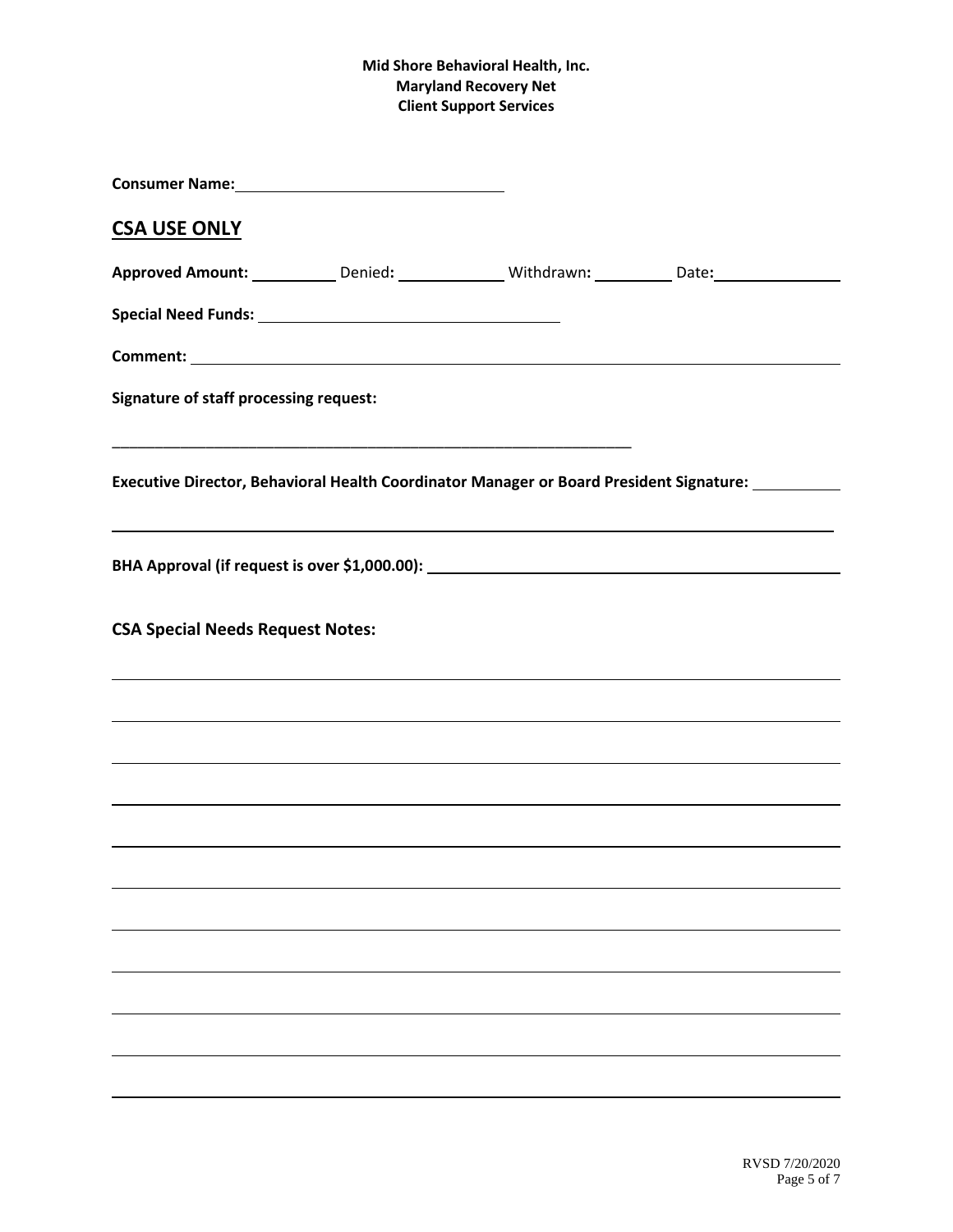**Mid Shore Behavioral Health, Inc.**
**Maryland Recovery Net**
**Client Support Services**

**Consumer Name:** ______________________________

## CSA USE ONLY

**Approved Amount:** __________ Denied**:** ____________ Withdrawn**:** _________ Date**:** _______________

**Special Need Funds:** ___________________________________

**Comment:** ___________________________________________________________________________

**Signature of staff processing request:**

_______________________________________________________________

**Executive Director, Behavioral Health Coordinator Manager or Board President Signature:** __________

___________________________________________________________________________________

**BHA Approval (if request is over $1,000.00):** _____________________________________________

**CSA Special Needs Request Notes:**

___________________________________________________________________________________

___________________________________________________________________________________

___________________________________________________________________________________

___________________________________________________________________________________

___________________________________________________________________________________

___________________________________________________________________________________

___________________________________________________________________________________

___________________________________________________________________________________

___________________________________________________________________________________

___________________________________________________________________________________

___________________________________________________________________________________

RVSD 7/20/2020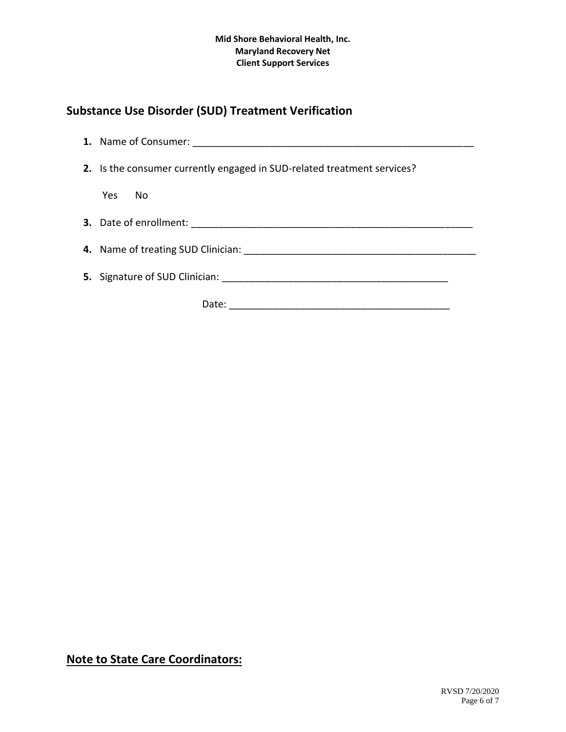**Mid Shore Behavioral Health, Inc.**
**Maryland Recovery Net**
**Client Support Services**

## Substance Use Disorder (SUD) Treatment Verification

1. Name of Consumer: _____________________________________________________

2. Is the consumer currently engaged in SUD-related treatment services?

   Yes  No

3. Date of enrollment: _____________________________________________________

4. Name of treating SUD Clinician: __________________________________________

5. Signature of SUD Clinician: ______________________________________

   Date: ______________________________________

## <u>Note to State Care Coordinators:</u>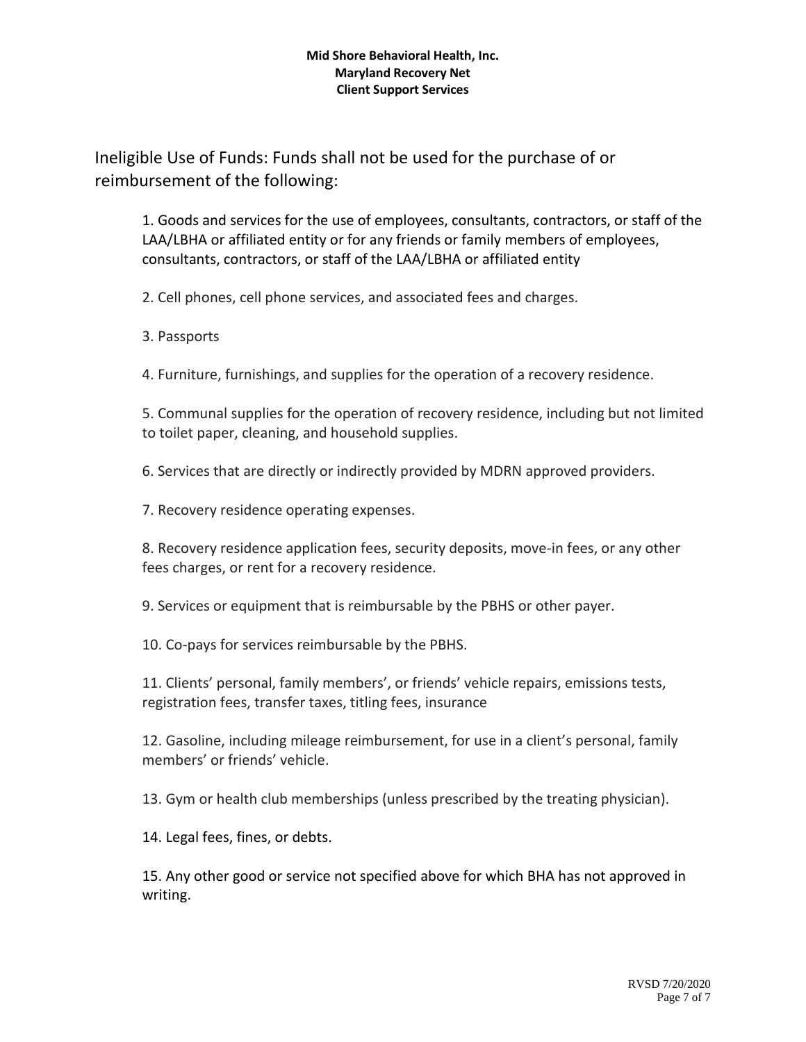Ineligible Use of Funds: Funds shall not be used for the purchase of or reimbursement of the following:

1. Goods and services for the use of employees, consultants, contractors, or staff of the LAA/LBHA or affiliated entity or for any friends or family members of employees, consultants, contractors, or staff of the LAA/LBHA or affiliated entity

2. Cell phones, cell phone services, and associated fees and charges.

3. Passports

4. Furniture, furnishings, and supplies for the operation of a recovery residence.

5. Communal supplies for the operation of recovery residence, including but not limited to toilet paper, cleaning, and household supplies.

6. Services that are directly or indirectly provided by MDRN approved providers.

7. Recovery residence operating expenses.

8. Recovery residence application fees, security deposits, move-in fees, or any other fees charges, or rent for a recovery residence.

9. Services or equipment that is reimbursable by the PBHS or other payer.

10. Co-pays for services reimbursable by the PBHS.

11. Clients' personal, family members', or friends' vehicle repairs, emissions tests, registration fees, transfer taxes, titling fees, insurance

12. Gasoline, including mileage reimbursement, for use in a client's personal, family members' or friends' vehicle.

13. Gym or health club memberships (unless prescribed by the treating physician).

14. Legal fees, fines, or debts.

15. Any other good or service not specified above for which BHA has not approved in writing.

RVSD 7/20/2020